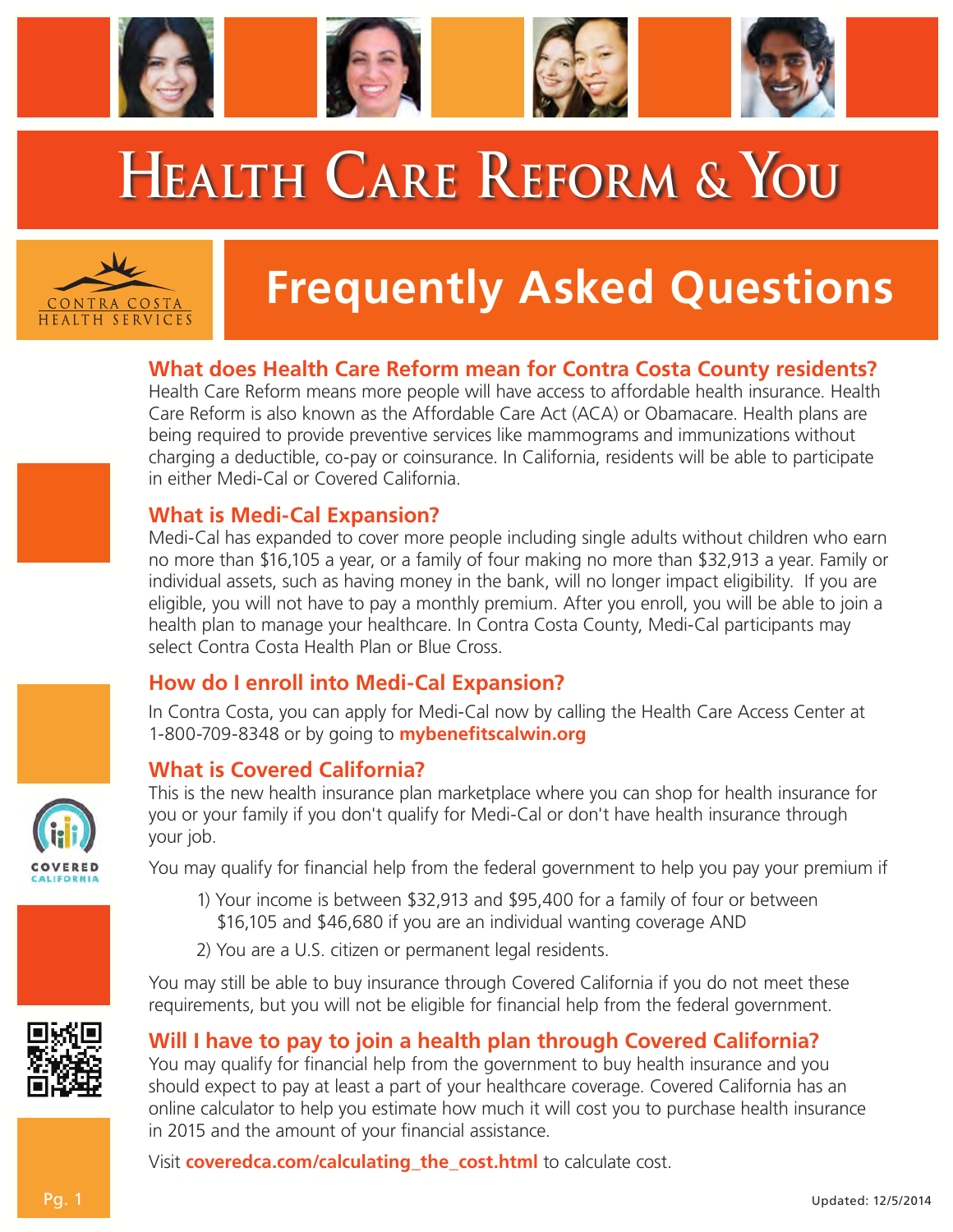# Health Care Reform & You

## Frequently Asked Questions

### What does Health Care Reform mean for Contra Costa County residents?

Health Care Reform means more people will have access to affordable health insurance. Health Care Reform is also known as the Affordable Care Act (ACA) or Obamacare. Health plans are being required to provide preventive services like mammograms and immunizations without charging a deductible, co-pay or coinsurance. In California, residents will be able to participate in either Medi-Cal or Covered California.

### What is Medi-Cal Expansion?

Medi-Cal has expanded to cover more people including single adults without children who earn no more than $16,105 a year, or a family of four making no more than $32,913 a year. Family or individual assets, such as having money in the bank, will no longer impact eligibility. If you are eligible, you will not have to pay a monthly premium. After you enroll, you will be able to join a health plan to manage your healthcare. In Contra Costa County, Medi-Cal participants may select Contra Costa Health Plan or Blue Cross.

### How do I enroll into Medi-Cal Expansion?

In Contra Costa, you can apply for Medi-Cal now by calling the Health Care Access Center at 1-800-709-8348 or by going to **mybenefitscalwin.org**

### What is Covered California?

This is the new health insurance plan marketplace where you can shop for health insurance for you or your family if you don't qualify for Medi-Cal or don't have health insurance through your job.

You may qualify for financial help from the federal government to help you pay your premium if

1) Your income is between $32,913 and $95,400 for a family of four or between $16,105 and $46,680 if you are an individual wanting coverage AND
2) You are a U.S. citizen or permanent legal residents.

You may still be able to buy insurance through Covered California if you do not meet these requirements, but you will not be eligible for financial help from the federal government.

### Will I have to pay to join a health plan through Covered California?

You may qualify for financial help from the government to buy health insurance and you should expect to pay at least a part of your healthcare coverage. Covered California has an online calculator to help you estimate how much it will cost you to purchase health insurance in 2015 and the amount of your financial assistance.

Visit **coveredca.com/calculating_the_cost.html** to calculate cost.

Updated: 12/5/2014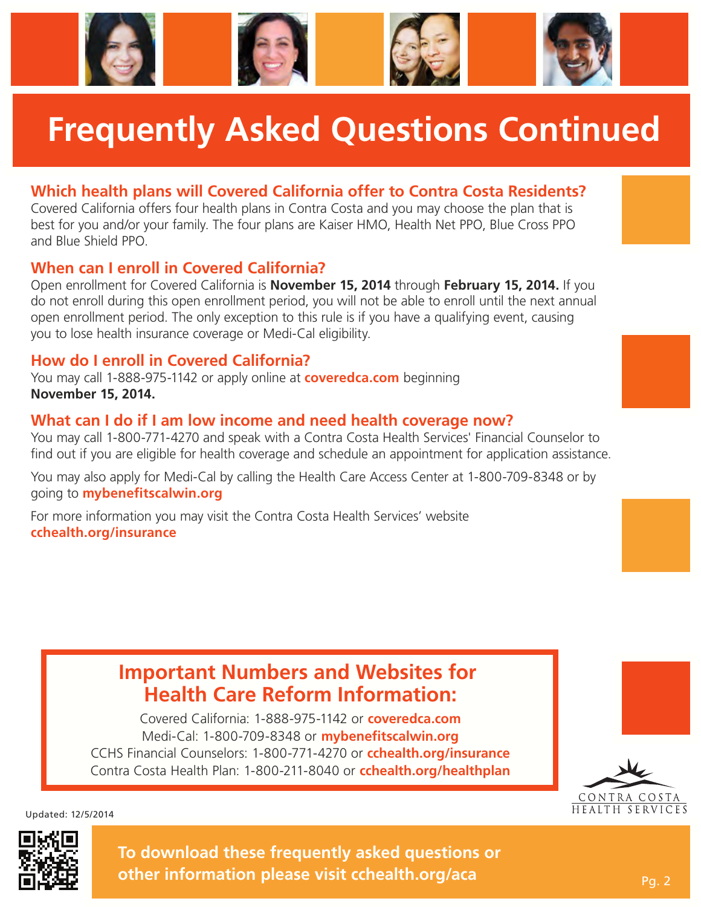# Frequently Asked Questions Continued

## Which health plans will Covered California offer to Contra Costa Residents?

Covered California offers four health plans in Contra Costa and you may choose the plan that is best for you and/or your family. The four plans are Kaiser HMO, Health Net PPO, Blue Cross PPO and Blue Shield PPO.

## When can I enroll in Covered California?

Open enrollment for Covered California is **November 15, 2014** through **February 15, 2014.** If you do not enroll during this open enrollment period, you will not be able to enroll until the next annual open enrollment period. The only exception to this rule is if you have a qualifying event, causing you to lose health insurance coverage or Medi-Cal eligibility.

## How do I enroll in Covered California?

You may call 1-888-975-1142 or apply online at **coveredca.com** beginning **November 15, 2014.**

## What can I do if I am low income and need health coverage now?

You may call 1-800-771-4270 and speak with a Contra Costa Health Services' Financial Counselor to find out if you are eligible for health coverage and schedule an appointment for application assistance.

You may also apply for Medi-Cal by calling the Health Care Access Center at 1-800-709-8348 or by going to **mybenefitscalwin.org**

For more information you may visit the Contra Costa Health Services' website **cchealth.org/insurance**

## Important Numbers and Websites for Health Care Reform Information:

Covered California: 1-888-975-1142 or **coveredca.com**
Medi-Cal: 1-800-709-8348 or **mybenefitscalwin.org**
CCHS Financial Counselors: 1-800-771-4270 or **cchealth.org/insurance**
Contra Costa Health Plan: 1-800-211-8040 or **cchealth.org/healthplan**

CONTRA COSTA HEALTH SERVICES

Updated: 12/5/2014

**To download these frequently asked questions or other information please visit cchealth.org/aca**